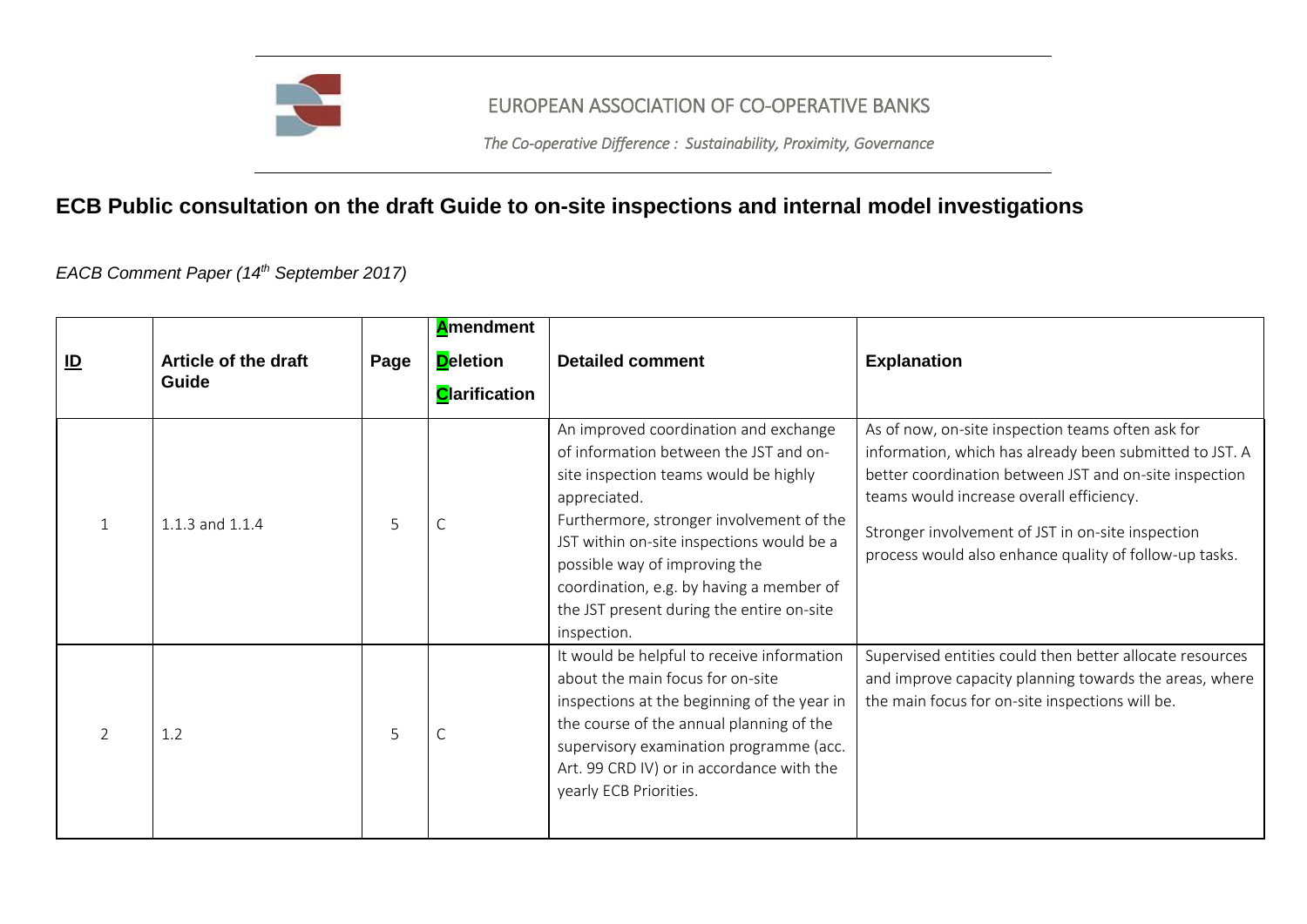EUROPEAN ASSOCIATION OF CO-OPERATIVE BANKS

*The Co-operative Difference : Sustainability, Proximity, Governance*

# ECB Public consultation on the draft Guide to on-site inspections and internal model investigations

*EACB Comment Paper (14th September 2017)*

| **ID** | **Article of the draft Guide** | **Page** | **Amendment Deletion Clarification** | **Detailed comment** | **Explanation** |
|---|---|---|---|---|---|
| 1 | 1.1.3 and 1.1.4 | 5 | C | An improved coordination and exchange of information between the JST and on-site inspection teams would be highly appreciated. Furthermore, stronger involvement of the JST within on-site inspections would be a possible way of improving the coordination, e.g. by having a member of the JST present during the entire on-site inspection. | As of now, on-site inspection teams often ask for information, which has already been submitted to JST. A better coordination between JST and on-site inspection teams would increase overall efficiency. Stronger involvement of JST in on-site inspection process would also enhance quality of follow-up tasks. |
| 2 | 1.2 | 5 | C | It would be helpful to receive information about the main focus for on-site inspections at the beginning of the year in the course of the annual planning of the supervisory examination programme (acc. Art. 99 CRD IV) or in accordance with the yearly ECB Priorities. | Supervised entities could then better allocate resources and improve capacity planning towards the areas, where the main focus for on-site inspections will be. |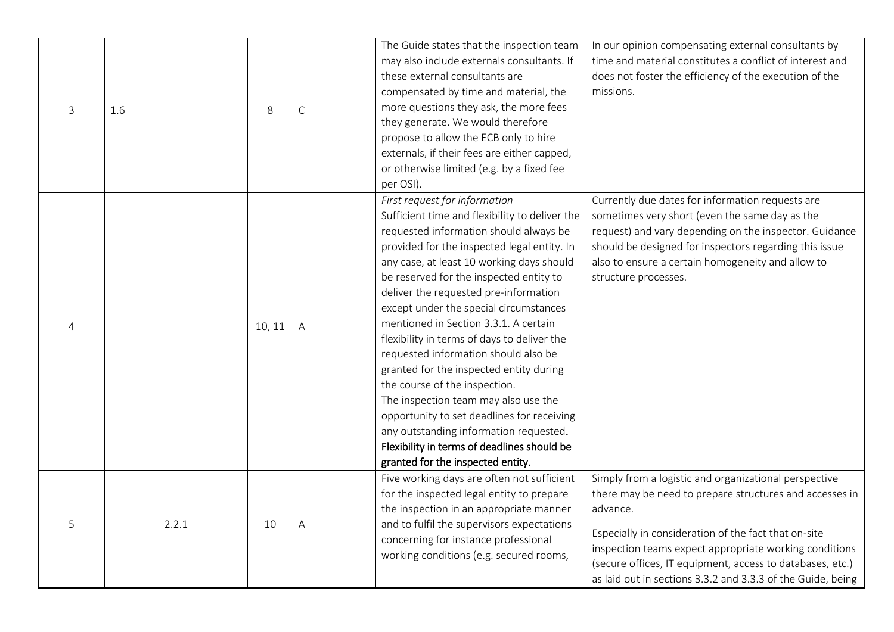| 3 | 1.6 | 8 | C | The Guide states that the inspection team may also include externals consultants. If these external consultants are compensated by time and material, the more questions they ask, the more fees they generate. We would therefore propose to allow the ECB only to hire externals, if their fees are either capped, or otherwise limited (e.g. by a fixed fee per OSI). | In our opinion compensating external consultants by time and material constitutes a conflict of interest and does not foster the efficiency of the execution of the missions. |
|---|---|---|---|---|---|
| 4 | | 10, 11 | A | *First request for information*<br>Sufficient time and flexibility to deliver the requested information should always be provided for the inspected legal entity. In any case, at least 10 working days should be reserved for the inspected entity to deliver the requested pre-information except under the special circumstances mentioned in Section 3.3.1. A certain flexibility in terms of days to deliver the requested information should also be granted for the inspected entity during the course of the inspection.<br>The inspection team may also use the opportunity to set deadlines for receiving any outstanding information requested. Flexibility in terms of deadlines should be granted for the inspected entity. | Currently due dates for information requests are sometimes very short (even the same day as the request) and vary depending on the inspector. Guidance should be designed for inspectors regarding this issue also to ensure a certain homogeneity and allow to structure processes. |
| 5 | 2.2.1 | 10 | A | Five working days are often not sufficient for the inspected legal entity to prepare the inspection in an appropriate manner and to fulfil the supervisors expectations concerning for instance professional working conditions (e.g. secured rooms, | Simply from a logistic and organizational perspective there may be need to prepare structures and accesses in advance.<br>Especially in consideration of the fact that on-site inspection teams expect appropriate working conditions (secure offices, IT equipment, access to databases, etc.) as laid out in sections 3.3.2 and 3.3.3 of the Guide, being |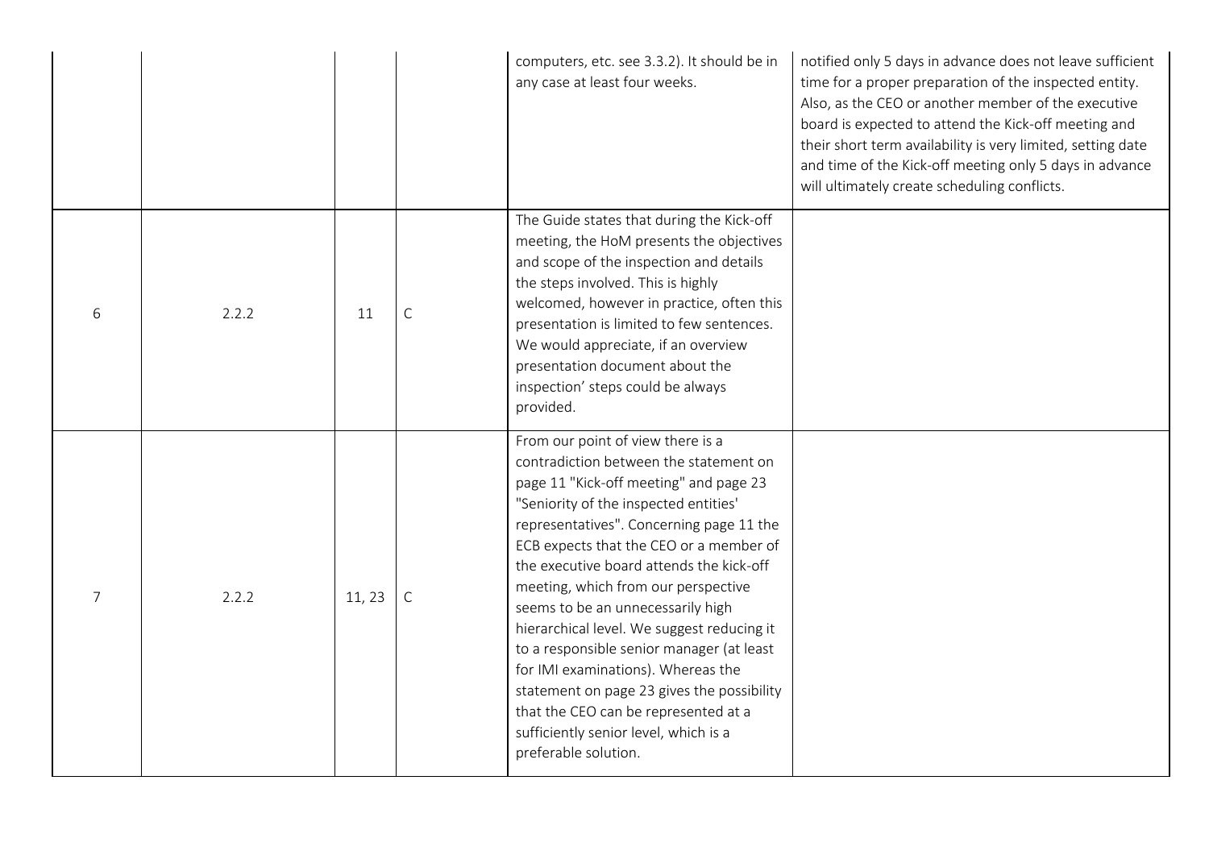| | | | | | |
|---|---|---|---|---|---|
| | | | | computers, etc. see 3.3.2). It should be in any case at least four weeks. | notified only 5 days in advance does not leave sufficient time for a proper preparation of the inspected entity. Also, as the CEO or another member of the executive board is expected to attend the Kick-off meeting and their short term availability is very limited, setting date and time of the Kick-off meeting only 5 days in advance will ultimately create scheduling conflicts. |
| 6 | 2.2.2 | 11 | C | The Guide states that during the Kick-off meeting, the HoM presents the objectives and scope of the inspection and details the steps involved. This is highly welcomed, however in practice, often this presentation is limited to few sentences. We would appreciate, if an overview presentation document about the inspection' steps could be always provided. | |
| 7 | 2.2.2 | 11, 23 | C | From our point of view there is a contradiction between the statement on page 11 "Kick-off meeting" and page 23 "Seniority of the inspected entities' representatives". Concerning page 11 the ECB expects that the CEO or a member of the executive board attends the kick-off meeting, which from our perspective seems to be an unnecessarily high hierarchical level. We suggest reducing it to a responsible senior manager (at least for IMI examinations). Whereas the statement on page 23 gives the possibility that the CEO can be represented at a sufficiently senior level, which is a preferable solution. | |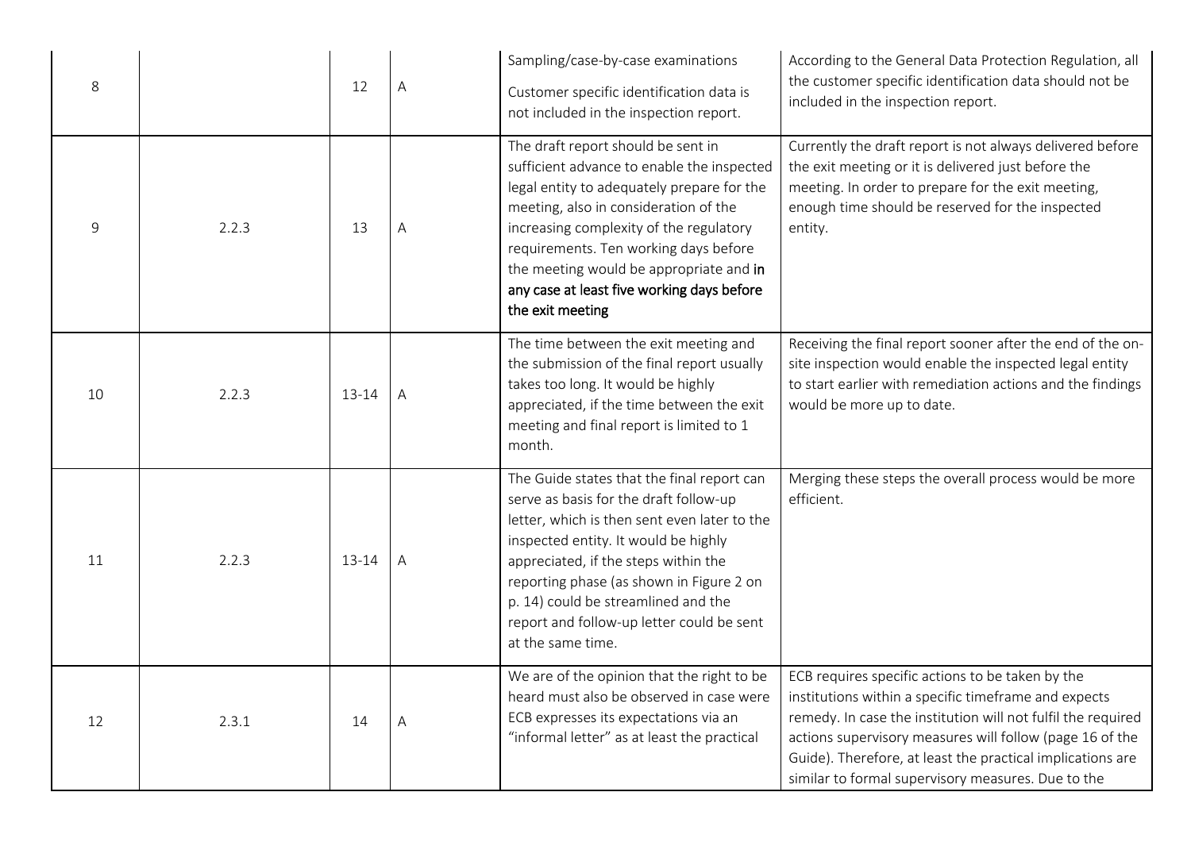| 8 | | 12 | A | Sampling/case-by-case examinations<br><br>Customer specific identification data is not included in the inspection report. | According to the General Data Protection Regulation, all the customer specific identification data should not be included in the inspection report. |
|---|---|---|---|---|---|
| 9 | 2.2.3 | 13 | A | The draft report should be sent in sufficient advance to enable the inspected legal entity to adequately prepare for the meeting, also in consideration of the increasing complexity of the regulatory requirements. Ten working days before the meeting would be appropriate and in any case at least five working days before the exit meeting | Currently the draft report is not always delivered before the exit meeting or it is delivered just before the meeting. In order to prepare for the exit meeting, enough time should be reserved for the inspected entity. |
| 10 | 2.2.3 | 13-14 | A | The time between the exit meeting and the submission of the final report usually takes too long. It would be highly appreciated, if the time between the exit meeting and final report is limited to 1 month. | Receiving the final report sooner after the end of the on-site inspection would enable the inspected legal entity to start earlier with remediation actions and the findings would be more up to date. |
| 11 | 2.2.3 | 13-14 | A | The Guide states that the final report can serve as basis for the draft follow-up letter, which is then sent even later to the inspected entity. It would be highly appreciated, if the steps within the reporting phase (as shown in Figure 2 on p. 14) could be streamlined and the report and follow-up letter could be sent at the same time. | Merging these steps the overall process would be more efficient. |
| 12 | 2.3.1 | 14 | A | We are of the opinion that the right to be heard must also be observed in case were ECB expresses its expectations via an "informal letter" as at least the practical | ECB requires specific actions to be taken by the institutions within a specific timeframe and expects remedy. In case the institution will not fulfil the required actions supervisory measures will follow (page 16 of the Guide). Therefore, at least the practical implications are similar to formal supervisory measures. Due to the |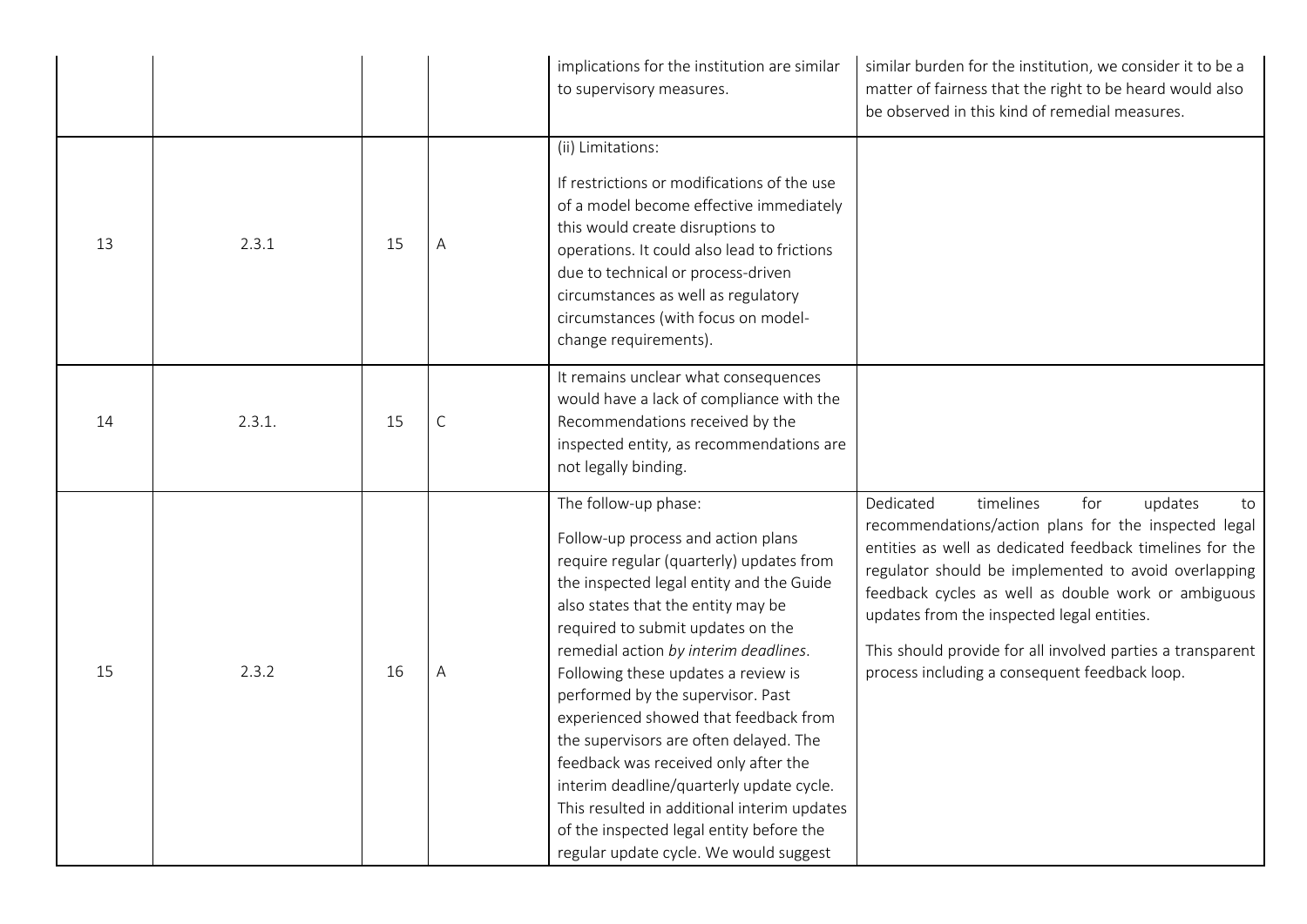| | | | | | |
|---|---|---|---|---|---|
| | | | | implications for the institution are similar to supervisory measures. | similar burden for the institution, we consider it to be a matter of fairness that the right to be heard would also be observed in this kind of remedial measures. |
| 13 | 2.3.1 | 15 | A | (ii) Limitations:<br><br>If restrictions or modifications of the use of a model become effective immediately this would create disruptions to operations. It could also lead to frictions due to technical or process-driven circumstances as well as regulatory circumstances (with focus on model-change requirements). | |
| 14 | 2.3.1. | 15 | C | It remains unclear what consequences would have a lack of compliance with the Recommendations received by the inspected entity, as recommendations are not legally binding. | |
| 15 | 2.3.2 | 16 | A | The follow-up phase:<br><br>Follow-up process and action plans require regular (quarterly) updates from the inspected legal entity and the Guide also states that the entity may be required to submit updates on the remedial action *by interim deadlines*. Following these updates a review is performed by the supervisor. Past experienced showed that feedback from the supervisors are often delayed. The feedback was received only after the interim deadline/quarterly update cycle. This resulted in additional interim updates of the inspected legal entity before the regular update cycle. We would suggest | Dedicated timelines for updates to recommendations/action plans for the inspected legal entities as well as dedicated feedback timelines for the regulator should be implemented to avoid overlapping feedback cycles as well as double work or ambiguous updates from the inspected legal entities.<br><br>This should provide for all involved parties a transparent process including a consequent feedback loop. |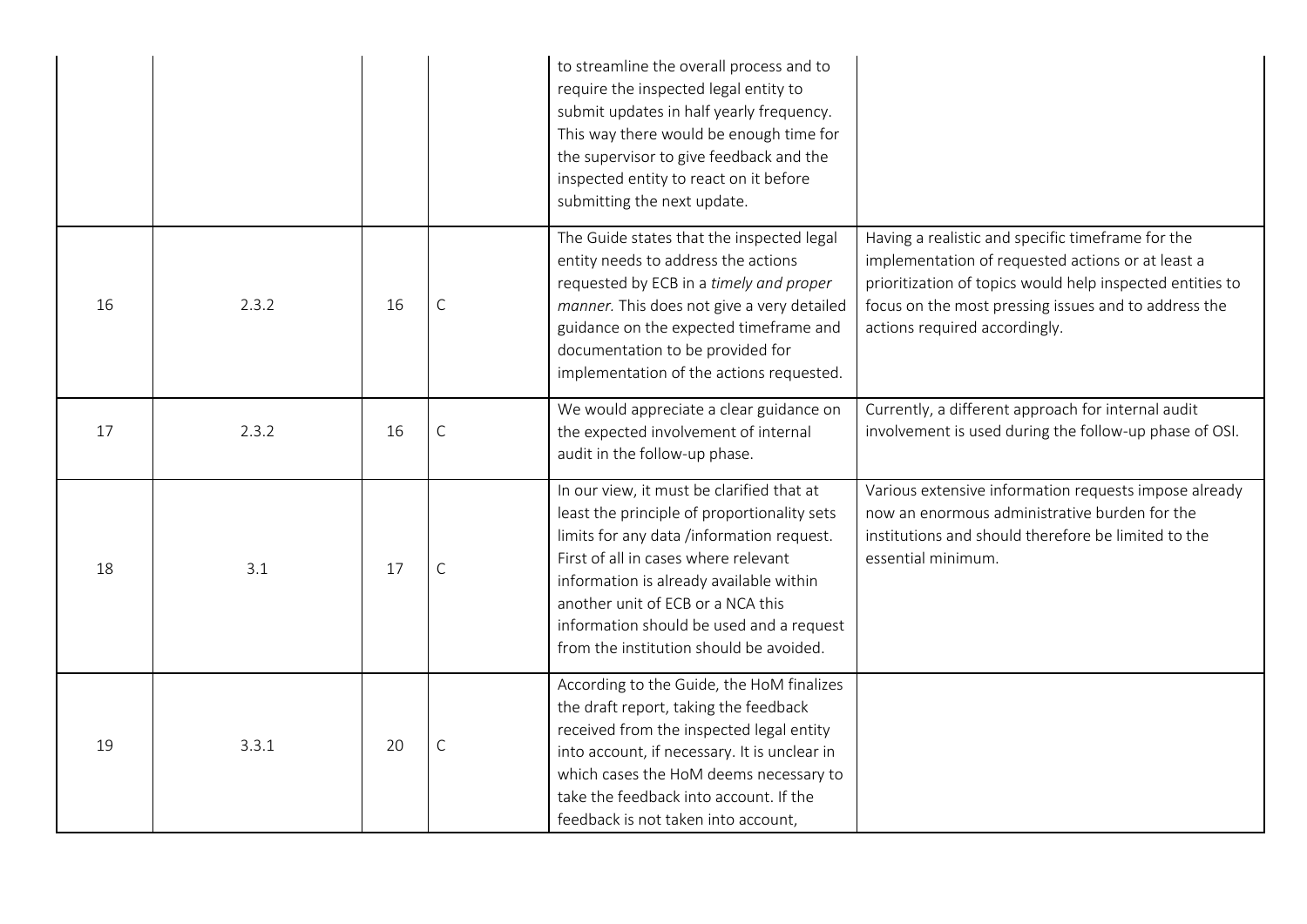| | | | | | |
|---|---|---|---|---|---|
| | | | | to streamline the overall process and to require the inspected legal entity to submit updates in half yearly frequency. This way there would be enough time for the supervisor to give feedback and the inspected entity to react on it before submitting the next update. | |
| 16 | 2.3.2 | 16 | C | The Guide states that the inspected legal entity needs to address the actions requested by ECB in a *timely and proper manner.* This does not give a very detailed guidance on the expected timeframe and documentation to be provided for implementation of the actions requested. | Having a realistic and specific timeframe for the implementation of requested actions or at least a prioritization of topics would help inspected entities to focus on the most pressing issues and to address the actions required accordingly. |
| 17 | 2.3.2 | 16 | C | We would appreciate a clear guidance on the expected involvement of internal audit in the follow-up phase. | Currently, a different approach for internal audit involvement is used during the follow-up phase of OSI. |
| 18 | 3.1 | 17 | C | In our view, it must be clarified that at least the principle of proportionality sets limits for any data /information request. First of all in cases where relevant information is already available within another unit of ECB or a NCA this information should be used and a request from the institution should be avoided. | Various extensive information requests impose already now an enormous administrative burden for the institutions and should therefore be limited to the essential minimum. |
| 19 | 3.3.1 | 20 | C | According to the Guide, the HoM finalizes the draft report, taking the feedback received from the inspected legal entity into account, if necessary. It is unclear in which cases the HoM deems necessary to take the feedback into account. If the feedback is not taken into account, | |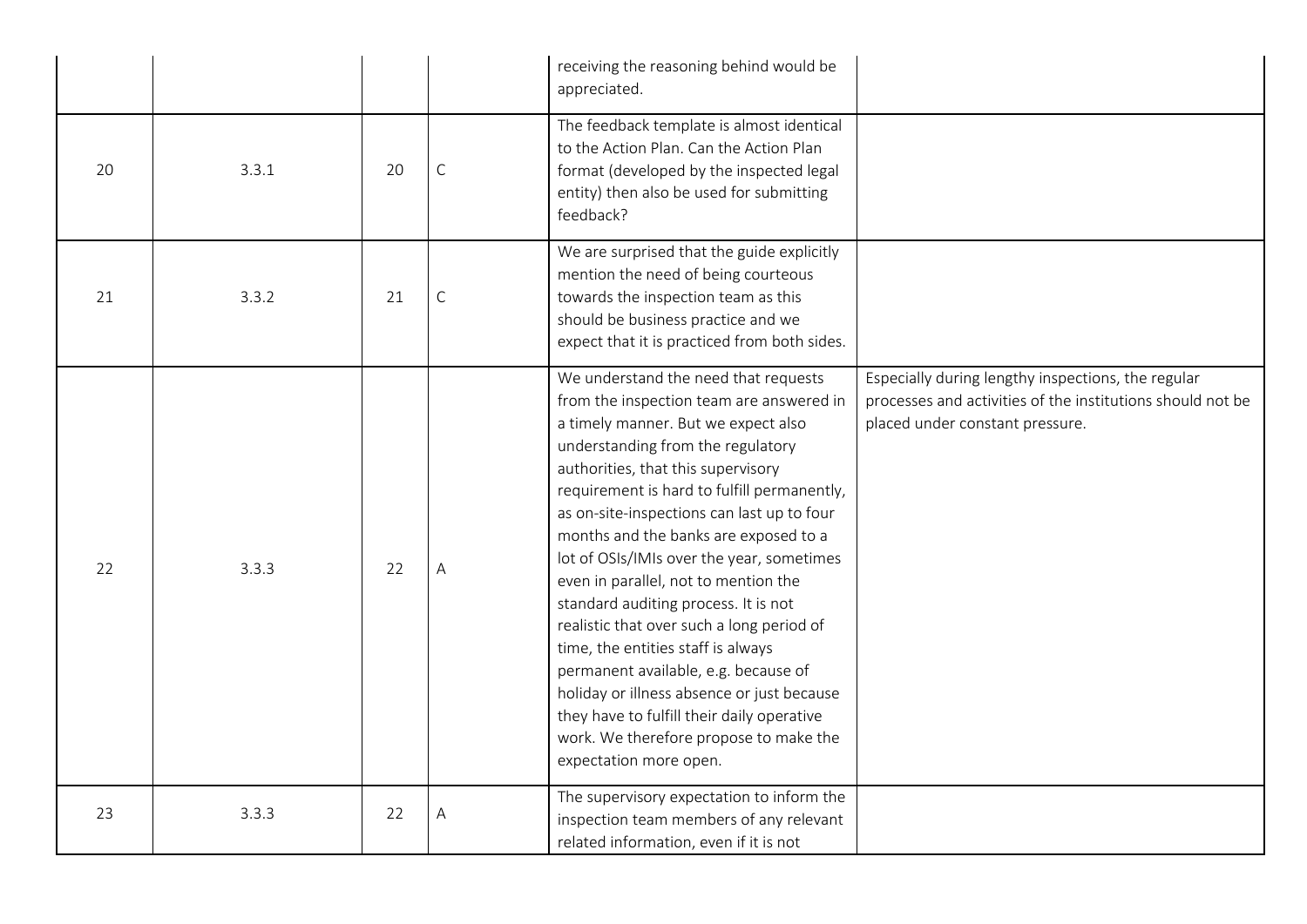| | | | | | |
|---|---|---|---|---|---|
| | | | | receiving the reasoning behind would be appreciated. | |
| 20 | 3.3.1 | 20 | C | The feedback template is almost identical to the Action Plan. Can the Action Plan format (developed by the inspected legal entity) then also be used for submitting feedback? | |
| 21 | 3.3.2 | 21 | C | We are surprised that the guide explicitly mention the need of being courteous towards the inspection team as this should be business practice and we expect that it is practiced from both sides. | |
| 22 | 3.3.3 | 22 | A | We understand the need that requests from the inspection team are answered in a timely manner. But we expect also understanding from the regulatory authorities, that this supervisory requirement is hard to fulfill permanently, as on-site-inspections can last up to four months and the banks are exposed to a lot of OSIs/IMIs over the year, sometimes even in parallel, not to mention the standard auditing process. It is not realistic that over such a long period of time, the entities staff is always permanent available, e.g. because of holiday or illness absence or just because they have to fulfill their daily operative work. We therefore propose to make the expectation more open. | Especially during lengthy inspections, the regular processes and activities of the institutions should not be placed under constant pressure. |
| 23 | 3.3.3 | 22 | A | The supervisory expectation to inform the inspection team members of any relevant related information, even if it is not | |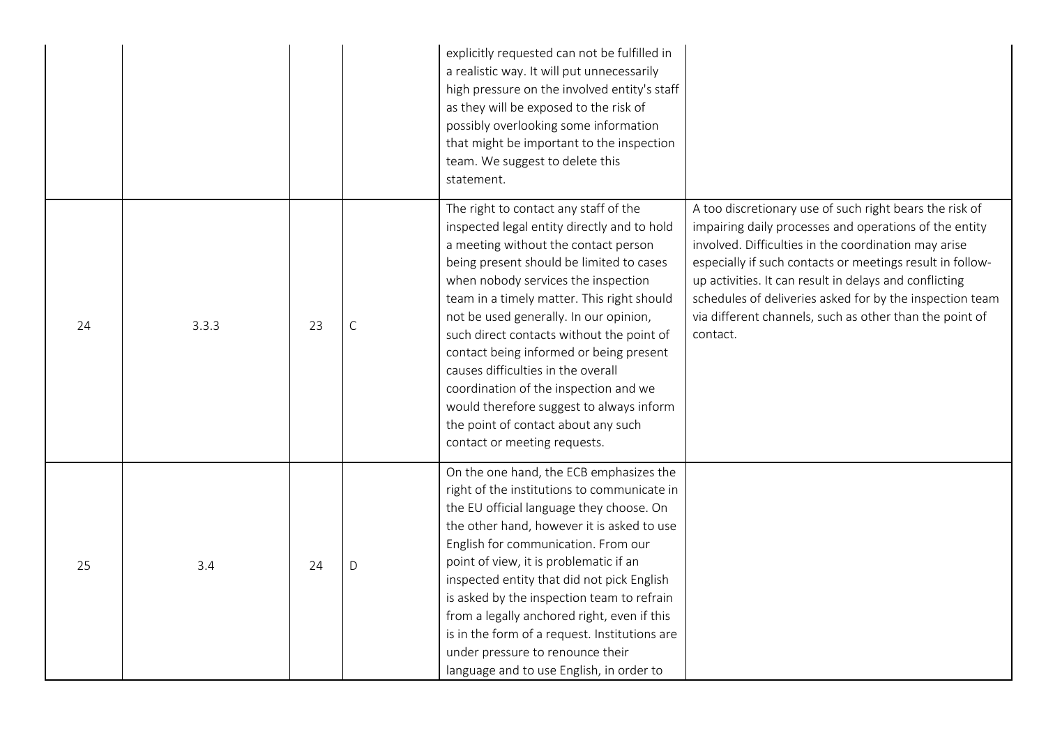| | | | | | |
|---|---|---|---|---|---|
| | | | | explicitly requested can not be fulfilled in a realistic way. It will put unnecessarily high pressure on the involved entity's staff as they will be exposed to the risk of possibly overlooking some information that might be important to the inspection team. We suggest to delete this statement. | |
| 24 | 3.3.3 | 23 | C | The right to contact any staff of the inspected legal entity directly and to hold a meeting without the contact person being present should be limited to cases when nobody services the inspection team in a timely matter. This right should not be used generally. In our opinion, such direct contacts without the point of contact being informed or being present causes difficulties in the overall coordination of the inspection and we would therefore suggest to always inform the point of contact about any such contact or meeting requests. | A too discretionary use of such right bears the risk of impairing daily processes and operations of the entity involved. Difficulties in the coordination may arise especially if such contacts or meetings result in follow-up activities. It can result in delays and conflicting schedules of deliveries asked for by the inspection team via different channels, such as other than the point of contact. |
| 25 | 3.4 | 24 | D | On the one hand, the ECB emphasizes the right of the institutions to communicate in the EU official language they choose. On the other hand, however it is asked to use English for communication. From our point of view, it is problematic if an inspected entity that did not pick English is asked by the inspection team to refrain from a legally anchored right, even if this is in the form of a request. Institutions are under pressure to renounce their language and to use English, in order to | |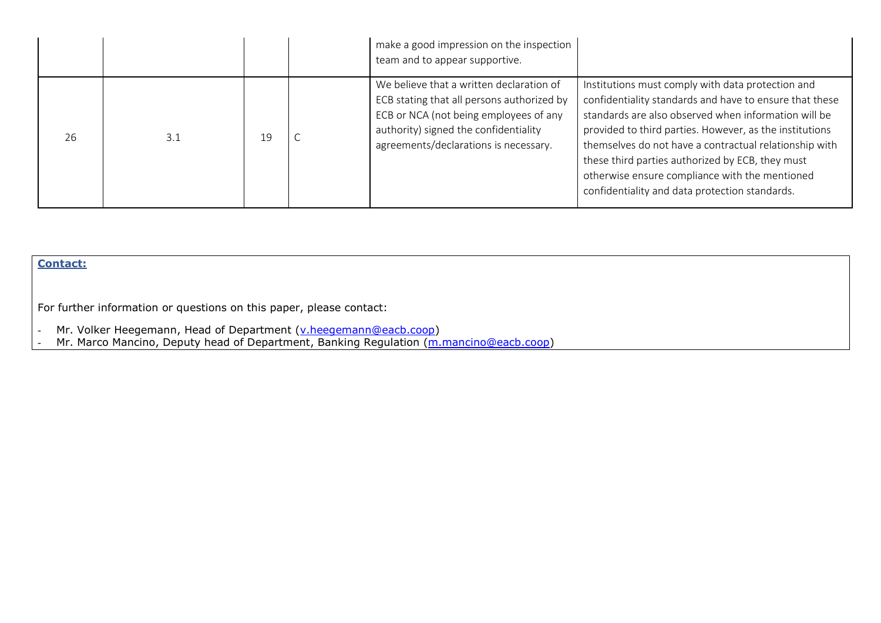| | | | | | |
|---|---|---|---|---|---|
| | | | | make a good impression on the inspection team and to appear supportive. | |
| 26 | 3.1 | 19 | C | We believe that a written declaration of ECB stating that all persons authorized by ECB or NCA (not being employees of any authority) signed the confidentiality agreements/declarations is necessary. | Institutions must comply with data protection and confidentiality standards and have to ensure that these standards are also observed when information will be provided to third parties. However, as the institutions themselves do not have a contractual relationship with these third parties authorized by ECB, they must otherwise ensure compliance with the mentioned confidentiality and data protection standards. |

**Contact:**

For further information or questions on this paper, please contact:

- Mr. Volker Heegemann, Head of Department (v.heegemann@eacb.coop)
- Mr. Marco Mancino, Deputy head of Department, Banking Regulation (m.mancino@eacb.coop)